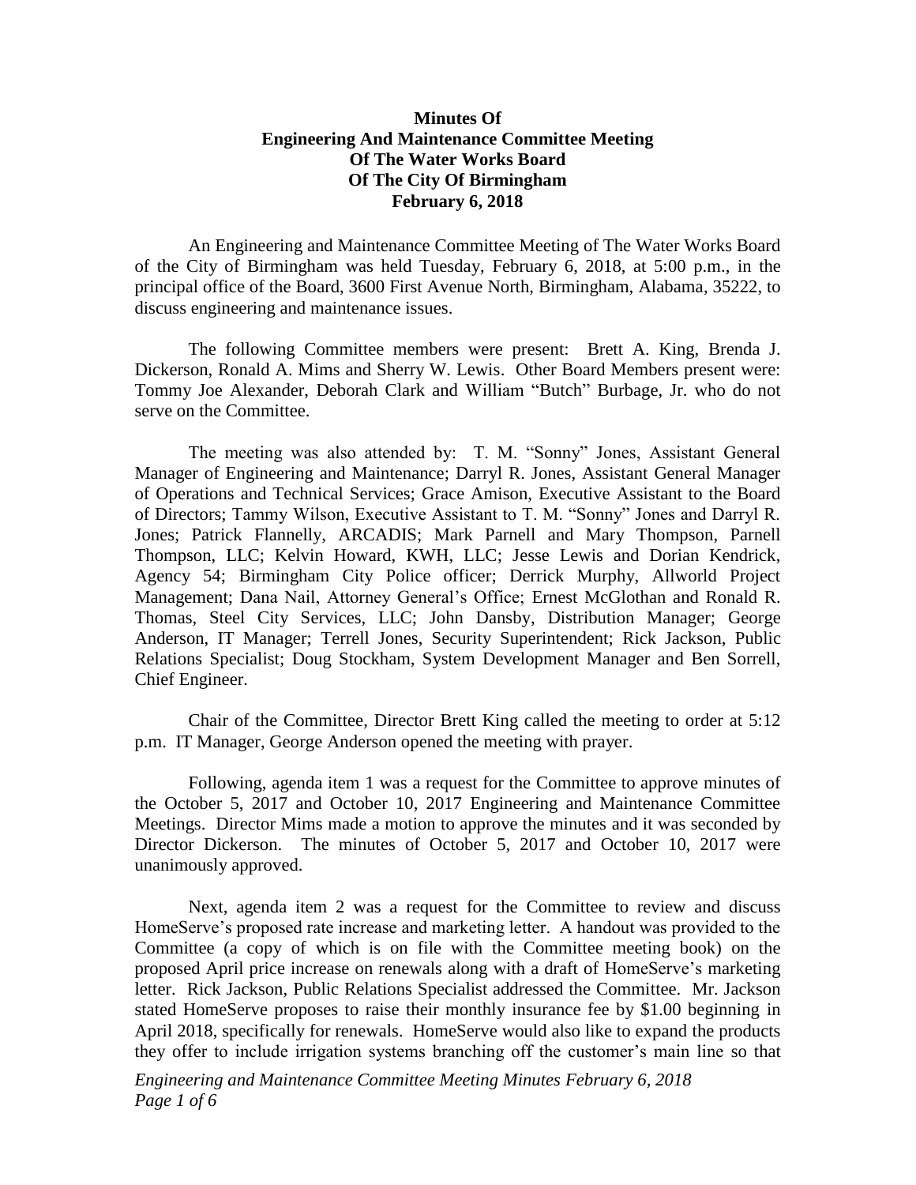# Minutes Of
# Engineering And Maintenance Committee Meeting
# Of The Water Works Board
# Of The City Of Birmingham
# February 6, 2018

An Engineering and Maintenance Committee Meeting of The Water Works Board of the City of Birmingham was held Tuesday, February 6, 2018, at 5:00 p.m., in the principal office of the Board, 3600 First Avenue North, Birmingham, Alabama, 35222, to discuss engineering and maintenance issues.

The following Committee members were present: Brett A. King, Brenda J. Dickerson, Ronald A. Mims and Sherry W. Lewis. Other Board Members present were: Tommy Joe Alexander, Deborah Clark and William "Butch" Burbage, Jr. who do not serve on the Committee.

The meeting was also attended by: T. M. "Sonny" Jones, Assistant General Manager of Engineering and Maintenance; Darryl R. Jones, Assistant General Manager of Operations and Technical Services; Grace Amison, Executive Assistant to the Board of Directors; Tammy Wilson, Executive Assistant to T. M. "Sonny" Jones and Darryl R. Jones; Patrick Flannelly, ARCADIS; Mark Parnell and Mary Thompson, Parnell Thompson, LLC; Kelvin Howard, KWH, LLC; Jesse Lewis and Dorian Kendrick, Agency 54; Birmingham City Police officer; Derrick Murphy, Allworld Project Management; Dana Nail, Attorney General's Office; Ernest McGlothan and Ronald R. Thomas, Steel City Services, LLC; John Dansby, Distribution Manager; George Anderson, IT Manager; Terrell Jones, Security Superintendent; Rick Jackson, Public Relations Specialist; Doug Stockham, System Development Manager and Ben Sorrell, Chief Engineer.

Chair of the Committee, Director Brett King called the meeting to order at 5:12 p.m. IT Manager, George Anderson opened the meeting with prayer.

Following, agenda item 1 was a request for the Committee to approve minutes of the October 5, 2017 and October 10, 2017 Engineering and Maintenance Committee Meetings. Director Mims made a motion to approve the minutes and it was seconded by Director Dickerson. The minutes of October 5, 2017 and October 10, 2017 were unanimously approved.

Next, agenda item 2 was a request for the Committee to review and discuss HomeServe's proposed rate increase and marketing letter. A handout was provided to the Committee (a copy of which is on file with the Committee meeting book) on the proposed April price increase on renewals along with a draft of HomeServe's marketing letter. Rick Jackson, Public Relations Specialist addressed the Committee. Mr. Jackson stated HomeServe proposes to raise their monthly insurance fee by $1.00 beginning in April 2018, specifically for renewals. HomeServe would also like to expand the products they offer to include irrigation systems branching off the customer's main line so that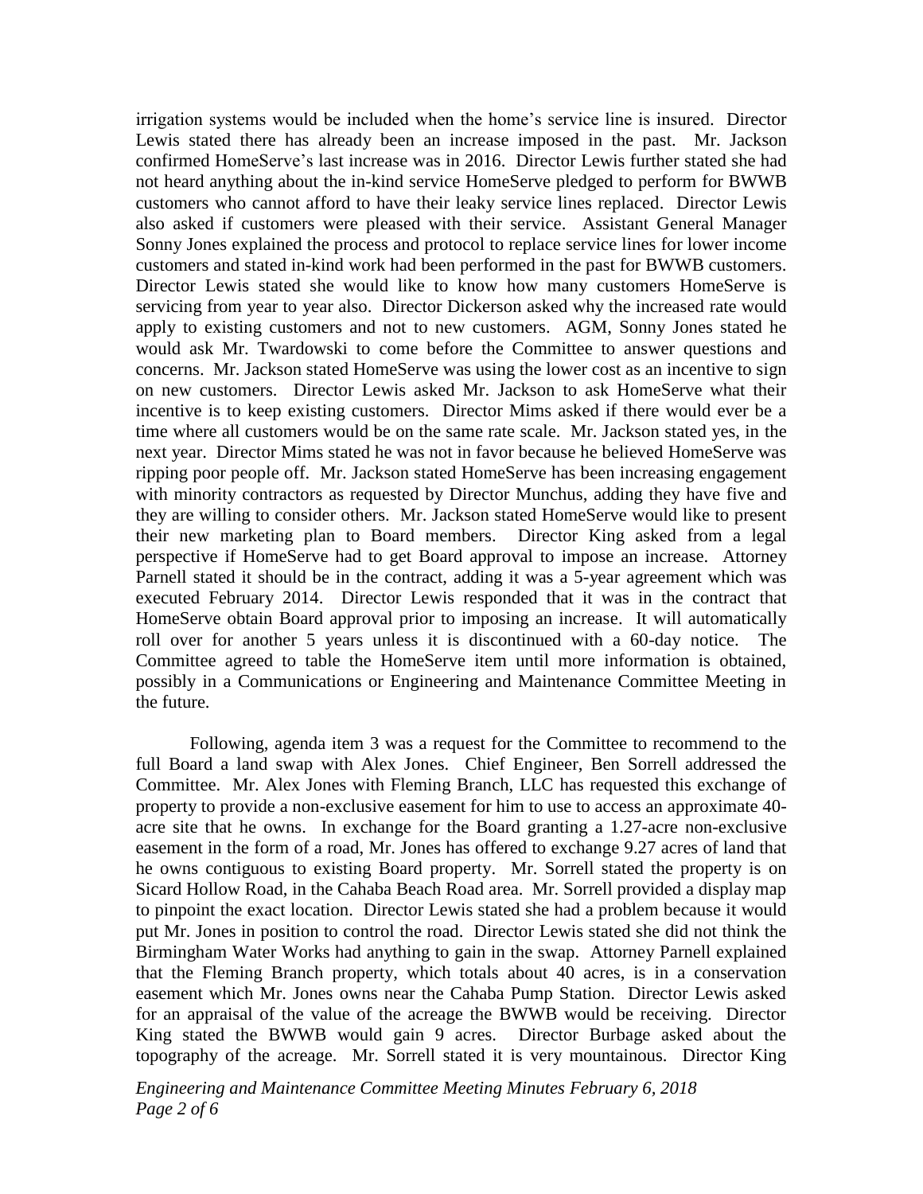irrigation systems would be included when the home's service line is insured. Director Lewis stated there has already been an increase imposed in the past. Mr. Jackson confirmed HomeServe's last increase was in 2016. Director Lewis further stated she had not heard anything about the in-kind service HomeServe pledged to perform for BWWB customers who cannot afford to have their leaky service lines replaced. Director Lewis also asked if customers were pleased with their service. Assistant General Manager Sonny Jones explained the process and protocol to replace service lines for lower income customers and stated in-kind work had been performed in the past for BWWB customers. Director Lewis stated she would like to know how many customers HomeServe is servicing from year to year also. Director Dickerson asked why the increased rate would apply to existing customers and not to new customers. AGM, Sonny Jones stated he would ask Mr. Twardowski to come before the Committee to answer questions and concerns. Mr. Jackson stated HomeServe was using the lower cost as an incentive to sign on new customers. Director Lewis asked Mr. Jackson to ask HomeServe what their incentive is to keep existing customers. Director Mims asked if there would ever be a time where all customers would be on the same rate scale. Mr. Jackson stated yes, in the next year. Director Mims stated he was not in favor because he believed HomeServe was ripping poor people off. Mr. Jackson stated HomeServe has been increasing engagement with minority contractors as requested by Director Munchus, adding they have five and they are willing to consider others. Mr. Jackson stated HomeServe would like to present their new marketing plan to Board members. Director King asked from a legal perspective if HomeServe had to get Board approval to impose an increase. Attorney Parnell stated it should be in the contract, adding it was a 5-year agreement which was executed February 2014. Director Lewis responded that it was in the contract that HomeServe obtain Board approval prior to imposing an increase. It will automatically roll over for another 5 years unless it is discontinued with a 60-day notice. The Committee agreed to table the HomeServe item until more information is obtained, possibly in a Communications or Engineering and Maintenance Committee Meeting in the future.

Following, agenda item 3 was a request for the Committee to recommend to the full Board a land swap with Alex Jones. Chief Engineer, Ben Sorrell addressed the Committee. Mr. Alex Jones with Fleming Branch, LLC has requested this exchange of property to provide a non-exclusive easement for him to use to access an approximate 40-acre site that he owns. In exchange for the Board granting a 1.27-acre non-exclusive easement in the form of a road, Mr. Jones has offered to exchange 9.27 acres of land that he owns contiguous to existing Board property. Mr. Sorrell stated the property is on Sicard Hollow Road, in the Cahaba Beach Road area. Mr. Sorrell provided a display map to pinpoint the exact location. Director Lewis stated she had a problem because it would put Mr. Jones in position to control the road. Director Lewis stated she did not think the Birmingham Water Works had anything to gain in the swap. Attorney Parnell explained that the Fleming Branch property, which totals about 40 acres, is in a conservation easement which Mr. Jones owns near the Cahaba Pump Station. Director Lewis asked for an appraisal of the value of the acreage the BWWB would be receiving. Director King stated the BWWB would gain 9 acres. Director Burbage asked about the topography of the acreage. Mr. Sorrell stated it is very mountainous. Director King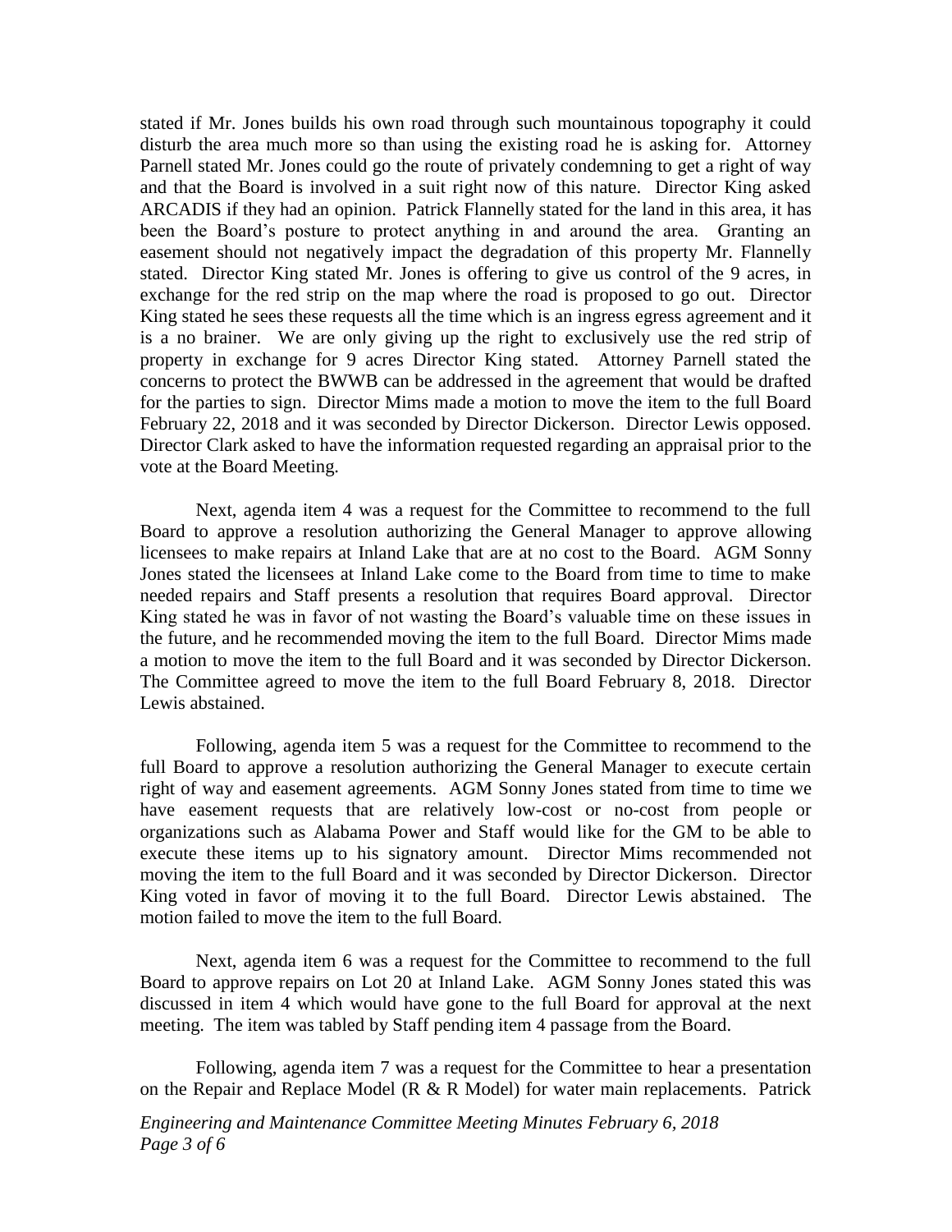stated if Mr. Jones builds his own road through such mountainous topography it could disturb the area much more so than using the existing road he is asking for. Attorney Parnell stated Mr. Jones could go the route of privately condemning to get a right of way and that the Board is involved in a suit right now of this nature. Director King asked ARCADIS if they had an opinion. Patrick Flannelly stated for the land in this area, it has been the Board's posture to protect anything in and around the area. Granting an easement should not negatively impact the degradation of this property Mr. Flannelly stated. Director King stated Mr. Jones is offering to give us control of the 9 acres, in exchange for the red strip on the map where the road is proposed to go out. Director King stated he sees these requests all the time which is an ingress egress agreement and it is a no brainer. We are only giving up the right to exclusively use the red strip of property in exchange for 9 acres Director King stated. Attorney Parnell stated the concerns to protect the BWWB can be addressed in the agreement that would be drafted for the parties to sign. Director Mims made a motion to move the item to the full Board February 22, 2018 and it was seconded by Director Dickerson. Director Lewis opposed. Director Clark asked to have the information requested regarding an appraisal prior to the vote at the Board Meeting.

Next, agenda item 4 was a request for the Committee to recommend to the full Board to approve a resolution authorizing the General Manager to approve allowing licensees to make repairs at Inland Lake that are at no cost to the Board. AGM Sonny Jones stated the licensees at Inland Lake come to the Board from time to time to make needed repairs and Staff presents a resolution that requires Board approval. Director King stated he was in favor of not wasting the Board's valuable time on these issues in the future, and he recommended moving the item to the full Board. Director Mims made a motion to move the item to the full Board and it was seconded by Director Dickerson. The Committee agreed to move the item to the full Board February 8, 2018. Director Lewis abstained.

Following, agenda item 5 was a request for the Committee to recommend to the full Board to approve a resolution authorizing the General Manager to execute certain right of way and easement agreements. AGM Sonny Jones stated from time to time we have easement requests that are relatively low-cost or no-cost from people or organizations such as Alabama Power and Staff would like for the GM to be able to execute these items up to his signatory amount. Director Mims recommended not moving the item to the full Board and it was seconded by Director Dickerson. Director King voted in favor of moving it to the full Board. Director Lewis abstained. The motion failed to move the item to the full Board.

Next, agenda item 6 was a request for the Committee to recommend to the full Board to approve repairs on Lot 20 at Inland Lake. AGM Sonny Jones stated this was discussed in item 4 which would have gone to the full Board for approval at the next meeting. The item was tabled by Staff pending item 4 passage from the Board.

Following, agenda item 7 was a request for the Committee to hear a presentation on the Repair and Replace Model (R & R Model) for water main replacements. Patrick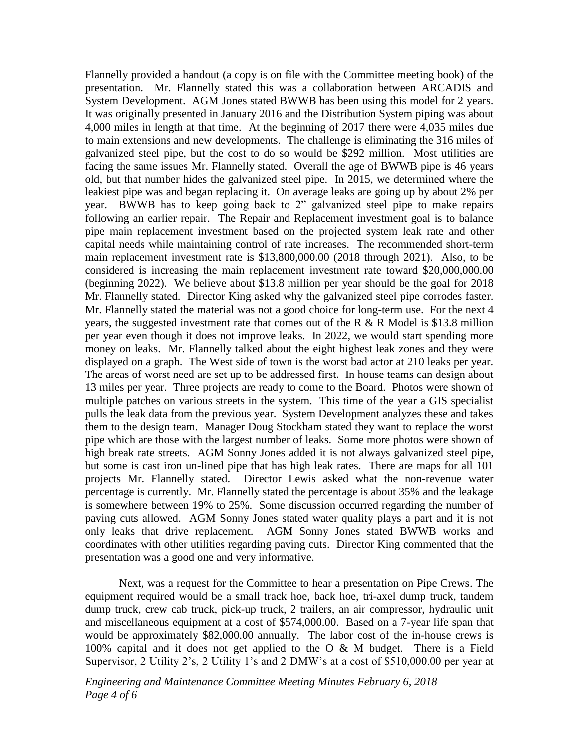Flannelly provided a handout (a copy is on file with the Committee meeting book) of the presentation. Mr. Flannelly stated this was a collaboration between ARCADIS and System Development. AGM Jones stated BWWB has been using this model for 2 years. It was originally presented in January 2016 and the Distribution System piping was about 4,000 miles in length at that time. At the beginning of 2017 there were 4,035 miles due to main extensions and new developments. The challenge is eliminating the 316 miles of galvanized steel pipe, but the cost to do so would be $292 million. Most utilities are facing the same issues Mr. Flannelly stated. Overall the age of BWWB pipe is 46 years old, but that number hides the galvanized steel pipe. In 2015, we determined where the leakiest pipe was and began replacing it. On average leaks are going up by about 2% per year. BWWB has to keep going back to 2" galvanized steel pipe to make repairs following an earlier repair. The Repair and Replacement investment goal is to balance pipe main replacement investment based on the projected system leak rate and other capital needs while maintaining control of rate increases. The recommended short-term main replacement investment rate is $13,800,000.00 (2018 through 2021). Also, to be considered is increasing the main replacement investment rate toward $20,000,000.00 (beginning 2022). We believe about $13.8 million per year should be the goal for 2018 Mr. Flannelly stated. Director King asked why the galvanized steel pipe corrodes faster. Mr. Flannelly stated the material was not a good choice for long-term use. For the next 4 years, the suggested investment rate that comes out of the R & R Model is $13.8 million per year even though it does not improve leaks. In 2022, we would start spending more money on leaks. Mr. Flannelly talked about the eight highest leak zones and they were displayed on a graph. The West side of town is the worst bad actor at 210 leaks per year. The areas of worst need are set up to be addressed first. In house teams can design about 13 miles per year. Three projects are ready to come to the Board. Photos were shown of multiple patches on various streets in the system. This time of the year a GIS specialist pulls the leak data from the previous year. System Development analyzes these and takes them to the design team. Manager Doug Stockham stated they want to replace the worst pipe which are those with the largest number of leaks. Some more photos were shown of high break rate streets. AGM Sonny Jones added it is not always galvanized steel pipe, but some is cast iron un-lined pipe that has high leak rates. There are maps for all 101 projects Mr. Flannelly stated. Director Lewis asked what the non-revenue water percentage is currently. Mr. Flannelly stated the percentage is about 35% and the leakage is somewhere between 19% to 25%. Some discussion occurred regarding the number of paving cuts allowed. AGM Sonny Jones stated water quality plays a part and it is not only leaks that drive replacement. AGM Sonny Jones stated BWWB works and coordinates with other utilities regarding paving cuts. Director King commented that the presentation was a good one and very informative.

Next, was a request for the Committee to hear a presentation on Pipe Crews. The equipment required would be a small track hoe, back hoe, tri-axel dump truck, tandem dump truck, crew cab truck, pick-up truck, 2 trailers, an air compressor, hydraulic unit and miscellaneous equipment at a cost of $574,000.00. Based on a 7-year life span that would be approximately $82,000.00 annually. The labor cost of the in-house crews is 100% capital and it does not get applied to the O & M budget. There is a Field Supervisor, 2 Utility 2's, 2 Utility 1's and 2 DMW's at a cost of $510,000.00 per year at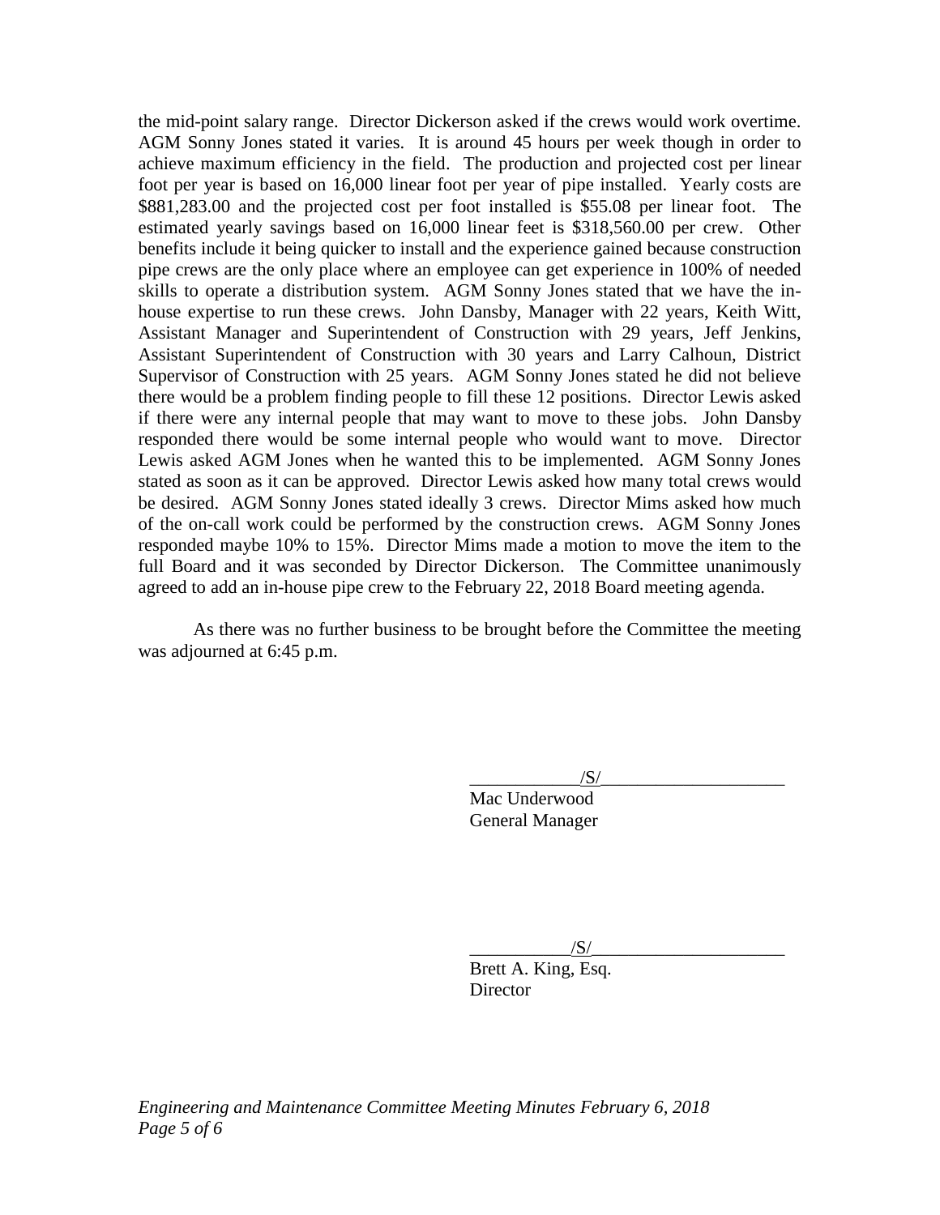the mid-point salary range. Director Dickerson asked if the crews would work overtime. AGM Sonny Jones stated it varies. It is around 45 hours per week though in order to achieve maximum efficiency in the field. The production and projected cost per linear foot per year is based on 16,000 linear foot per year of pipe installed. Yearly costs are $881,283.00 and the projected cost per foot installed is $55.08 per linear foot. The estimated yearly savings based on 16,000 linear feet is $318,560.00 per crew. Other benefits include it being quicker to install and the experience gained because construction pipe crews are the only place where an employee can get experience in 100% of needed skills to operate a distribution system. AGM Sonny Jones stated that we have the in-house expertise to run these crews. John Dansby, Manager with 22 years, Keith Witt, Assistant Manager and Superintendent of Construction with 29 years, Jeff Jenkins, Assistant Superintendent of Construction with 30 years and Larry Calhoun, District Supervisor of Construction with 25 years. AGM Sonny Jones stated he did not believe there would be a problem finding people to fill these 12 positions. Director Lewis asked if there were any internal people that may want to move to these jobs. John Dansby responded there would be some internal people who would want to move. Director Lewis asked AGM Jones when he wanted this to be implemented. AGM Sonny Jones stated as soon as it can be approved. Director Lewis asked how many total crews would be desired. AGM Sonny Jones stated ideally 3 crews. Director Mims asked how much of the on-call work could be performed by the construction crews. AGM Sonny Jones responded maybe 10% to 15%. Director Mims made a motion to move the item to the full Board and it was seconded by Director Dickerson. The Committee unanimously agreed to add an in-house pipe crew to the February 22, 2018 Board meeting agenda.

As there was no further business to be brought before the Committee the meeting was adjourned at 6:45 p.m.

____________/S/____________________
Mac Underwood
General Manager

___________/S/_____________________
Brett A. King, Esq.
Director

*Engineering and Maintenance Committee Meeting Minutes February 6, 2018*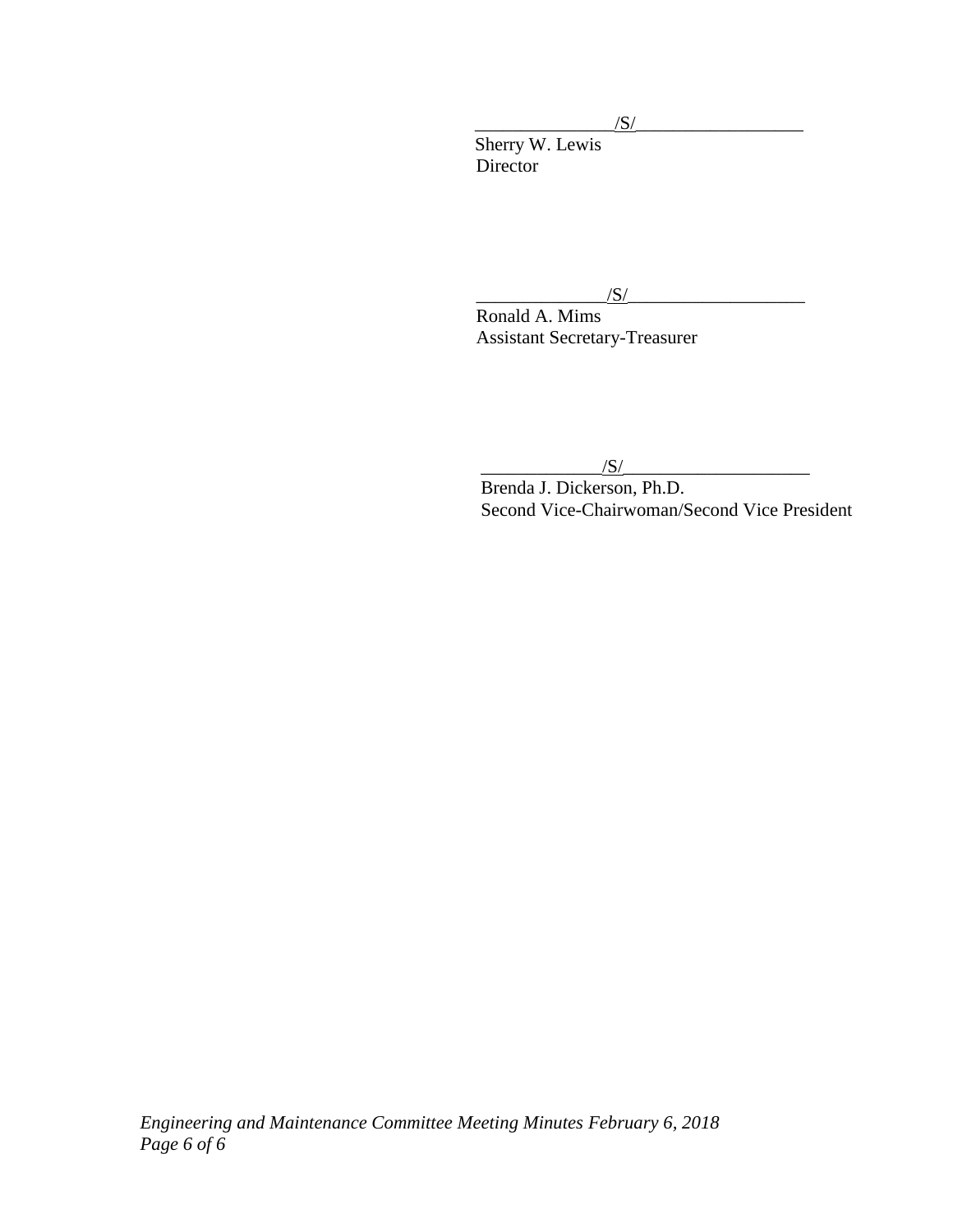_______________/S/__________________
Sherry W. Lewis
Director

______________/S/___________________
Ronald A. Mims
Assistant Secretary-Treasurer

_____________/S/____________________
Brenda J. Dickerson, Ph.D.
Second Vice-Chairwoman/Second Vice President